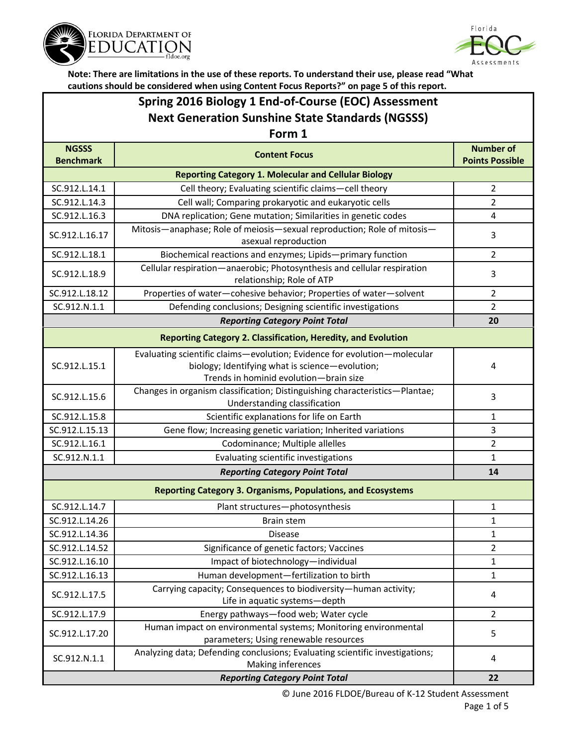**Note: There are limitations in the use of these reports. To understand their use, please read "What cautions should be considered when using Content Focus Reports?" on page 5 of this report.**

# Spring 2016 Biology 1 End-of-Course (EOC) Assessment
## Next Generation Sunshine State Standards (NGSSS)
### Form 1

| NGSSS Benchmark | Content Focus | Number of Points Possible |
|---|---|---|
| **Reporting Category 1. Molecular and Cellular Biology** | | |
| SC.912.L.14.1 | Cell theory; Evaluating scientific claims—cell theory | 2 |
| SC.912.L.14.3 | Cell wall; Comparing prokaryotic and eukaryotic cells | 2 |
| SC.912.L.16.3 | DNA replication; Gene mutation; Similarities in genetic codes | 4 |
| SC.912.L.16.17 | Mitosis—anaphase; Role of meiosis—sexual reproduction; Role of mitosis—asexual reproduction | 3 |
| SC.912.L.18.1 | Biochemical reactions and enzymes; Lipids—primary function | 2 |
| SC.912.L.18.9 | Cellular respiration—anaerobic; Photosynthesis and cellular respiration relationship; Role of ATP | 3 |
| SC.912.L.18.12 | Properties of water—cohesive behavior; Properties of water—solvent | 2 |
| SC.912.N.1.1 | Defending conclusions; Designing scientific investigations | 2 |
| | ***Reporting Category Point Total*** | **20** |
| **Reporting Category 2. Classification, Heredity, and Evolution** | | |
| SC.912.L.15.1 | Evaluating scientific claims—evolution; Evidence for evolution—molecular biology; Identifying what is science—evolution; Trends in hominid evolution—brain size | 4 |
| SC.912.L.15.6 | Changes in organism classification; Distinguishing characteristics—Plantae; Understanding classification | 3 |
| SC.912.L.15.8 | Scientific explanations for life on Earth | 1 |
| SC.912.L.15.13 | Gene flow; Increasing genetic variation; Inherited variations | 3 |
| SC.912.L.16.1 | Codominance; Multiple alleles | 2 |
| SC.912.N.1.1 | Evaluating scientific investigations | 1 |
| | ***Reporting Category Point Total*** | **14** |
| **Reporting Category 3. Organisms, Populations, and Ecosystems** | | |
| SC.912.L.14.7 | Plant structures—photosynthesis | 1 |
| SC.912.L.14.26 | Brain stem | 1 |
| SC.912.L.14.36 | Disease | 1 |
| SC.912.L.14.52 | Significance of genetic factors; Vaccines | 2 |
| SC.912.L.16.10 | Impact of biotechnology—individual | 1 |
| SC.912.L.16.13 | Human development—fertilization to birth | 1 |
| SC.912.L.17.5 | Carrying capacity; Consequences to biodiversity—human activity; Life in aquatic systems—depth | 4 |
| SC.912.L.17.9 | Energy pathways—food web; Water cycle | 2 |
| SC.912.L.17.20 | Human impact on environmental systems; Monitoring environmental parameters; Using renewable resources | 5 |
| SC.912.N.1.1 | Analyzing data; Defending conclusions; Evaluating scientific investigations; Making inferences | 4 |
| | ***Reporting Category Point Total*** | **22** |

© June 2016 FLDOE/Bureau of K-12 Student Assessment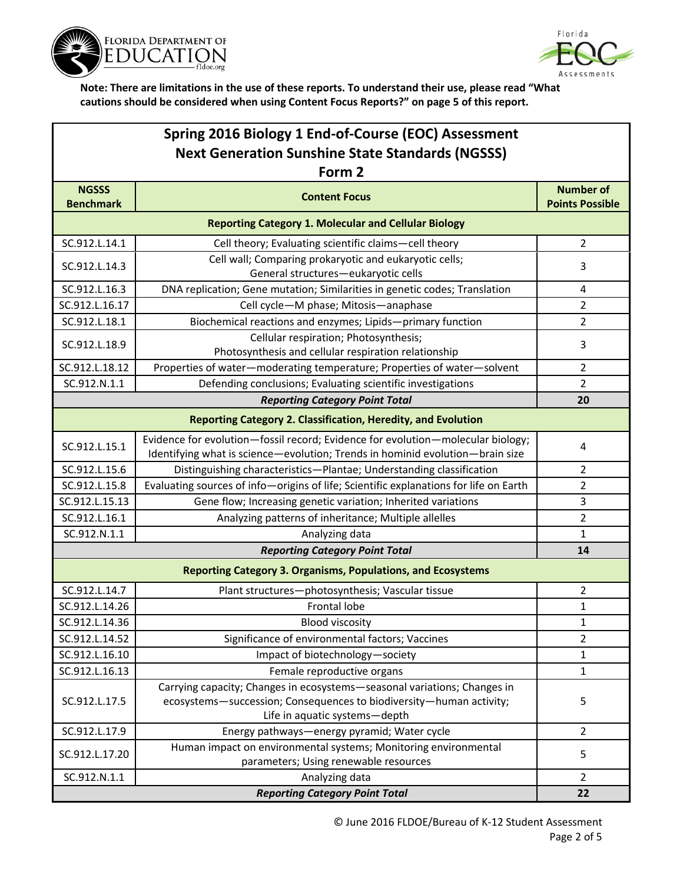**Note: There are limitations in the use of these reports. To understand their use, please read "What cautions should be considered when using Content Focus Reports?" on page 5 of this report.**

## Spring 2016 Biology 1 End-of-Course (EOC) Assessment Next Generation Sunshine State Standards (NGSSS) Form 2

| NGSSS Benchmark | Content Focus | Number of Points Possible |
|---|---|---|
| **Reporting Category 1. Molecular and Cellular Biology** | | |
| SC.912.L.14.1 | Cell theory; Evaluating scientific claims—cell theory | 2 |
| SC.912.L.14.3 | Cell wall; Comparing prokaryotic and eukaryotic cells; General structures—eukaryotic cells | 3 |
| SC.912.L.16.3 | DNA replication; Gene mutation; Similarities in genetic codes; Translation | 4 |
| SC.912.L.16.17 | Cell cycle—M phase; Mitosis—anaphase | 2 |
| SC.912.L.18.1 | Biochemical reactions and enzymes; Lipids—primary function | 2 |
| SC.912.L.18.9 | Cellular respiration; Photosynthesis; Photosynthesis and cellular respiration relationship | 3 |
| SC.912.L.18.12 | Properties of water—moderating temperature; Properties of water—solvent | 2 |
| SC.912.N.1.1 | Defending conclusions; Evaluating scientific investigations | 2 |
| ***Reporting Category Point Total*** | | **20** |
| **Reporting Category 2. Classification, Heredity, and Evolution** | | |
| SC.912.L.15.1 | Evidence for evolution—fossil record; Evidence for evolution—molecular biology; Identifying what is science—evolution; Trends in hominid evolution—brain size | 4 |
| SC.912.L.15.6 | Distinguishing characteristics—Plantae; Understanding classification | 2 |
| SC.912.L.15.8 | Evaluating sources of info—origins of life; Scientific explanations for life on Earth | 2 |
| SC.912.L.15.13 | Gene flow; Increasing genetic variation; Inherited variations | 3 |
| SC.912.L.16.1 | Analyzing patterns of inheritance; Multiple alleles | 2 |
| SC.912.N.1.1 | Analyzing data | 1 |
| ***Reporting Category Point Total*** | | **14** |
| **Reporting Category 3. Organisms, Populations, and Ecosystems** | | |
| SC.912.L.14.7 | Plant structures—photosynthesis; Vascular tissue | 2 |
| SC.912.L.14.26 | Frontal lobe | 1 |
| SC.912.L.14.36 | Blood viscosity | 1 |
| SC.912.L.14.52 | Significance of environmental factors; Vaccines | 2 |
| SC.912.L.16.10 | Impact of biotechnology—society | 1 |
| SC.912.L.16.13 | Female reproductive organs | 1 |
| SC.912.L.17.5 | Carrying capacity; Changes in ecosystems—seasonal variations; Changes in ecosystems—succession; Consequences to biodiversity—human activity; Life in aquatic systems—depth | 5 |
| SC.912.L.17.9 | Energy pathways—energy pyramid; Water cycle | 2 |
| SC.912.L.17.20 | Human impact on environmental systems; Monitoring environmental parameters; Using renewable resources | 5 |
| SC.912.N.1.1 | Analyzing data | 2 |
| ***Reporting Category Point Total*** | | **22** |

© June 2016 FLDOE/Bureau of K-12 Student Assessment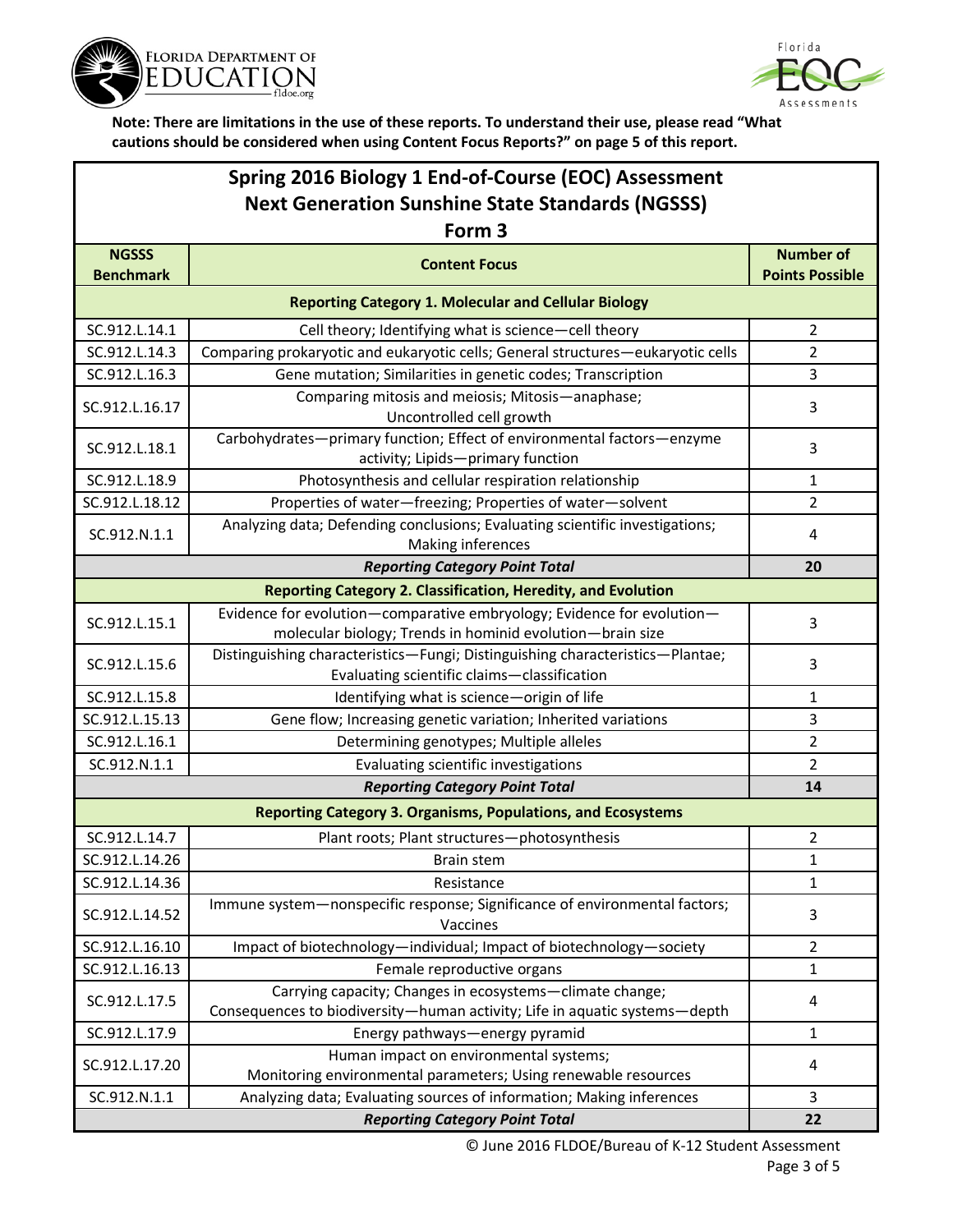**Note: There are limitations in the use of these reports. To understand their use, please read "What cautions should be considered when using Content Focus Reports?" on page 5 of this report.**

## Spring 2016 Biology 1 End-of-Course (EOC) Assessment
## Next Generation Sunshine State Standards (NGSSS)
## Form 3

| NGSSS Benchmark | Content Focus | Number of Points Possible |
|---|---|---|
| **Reporting Category 1. Molecular and Cellular Biology** | | |
| SC.912.L.14.1 | Cell theory; Identifying what is science—cell theory | 2 |
| SC.912.L.14.3 | Comparing prokaryotic and eukaryotic cells; General structures—eukaryotic cells | 2 |
| SC.912.L.16.3 | Gene mutation; Similarities in genetic codes; Transcription | 3 |
| SC.912.L.16.17 | Comparing mitosis and meiosis; Mitosis—anaphase; Uncontrolled cell growth | 3 |
| SC.912.L.18.1 | Carbohydrates—primary function; Effect of environmental factors—enzyme activity; Lipids—primary function | 3 |
| SC.912.L.18.9 | Photosynthesis and cellular respiration relationship | 1 |
| SC.912.L.18.12 | Properties of water—freezing; Properties of water—solvent | 2 |
| SC.912.N.1.1 | Analyzing data; Defending conclusions; Evaluating scientific investigations; Making inferences | 4 |
| | ***Reporting Category Point Total*** | **20** |
| **Reporting Category 2. Classification, Heredity, and Evolution** | | |
| SC.912.L.15.1 | Evidence for evolution—comparative embryology; Evidence for evolution—molecular biology; Trends in hominid evolution—brain size | 3 |
| SC.912.L.15.6 | Distinguishing characteristics—Fungi; Distinguishing characteristics—Plantae; Evaluating scientific claims—classification | 3 |
| SC.912.L.15.8 | Identifying what is science—origin of life | 1 |
| SC.912.L.15.13 | Gene flow; Increasing genetic variation; Inherited variations | 3 |
| SC.912.L.16.1 | Determining genotypes; Multiple alleles | 2 |
| SC.912.N.1.1 | Evaluating scientific investigations | 2 |
| | ***Reporting Category Point Total*** | **14** |
| **Reporting Category 3. Organisms, Populations, and Ecosystems** | | |
| SC.912.L.14.7 | Plant roots; Plant structures—photosynthesis | 2 |
| SC.912.L.14.26 | Brain stem | 1 |
| SC.912.L.14.36 | Resistance | 1 |
| SC.912.L.14.52 | Immune system—nonspecific response; Significance of environmental factors; Vaccines | 3 |
| SC.912.L.16.10 | Impact of biotechnology—individual; Impact of biotechnology—society | 2 |
| SC.912.L.16.13 | Female reproductive organs | 1 |
| SC.912.L.17.5 | Carrying capacity; Changes in ecosystems—climate change; Consequences to biodiversity—human activity; Life in aquatic systems—depth | 4 |
| SC.912.L.17.9 | Energy pathways—energy pyramid | 1 |
| SC.912.L.17.20 | Human impact on environmental systems; Monitoring environmental parameters; Using renewable resources | 4 |
| SC.912.N.1.1 | Analyzing data; Evaluating sources of information; Making inferences | 3 |
| | ***Reporting Category Point Total*** | **22** |

© June 2016 FLDOE/Bureau of K-12 Student Assessment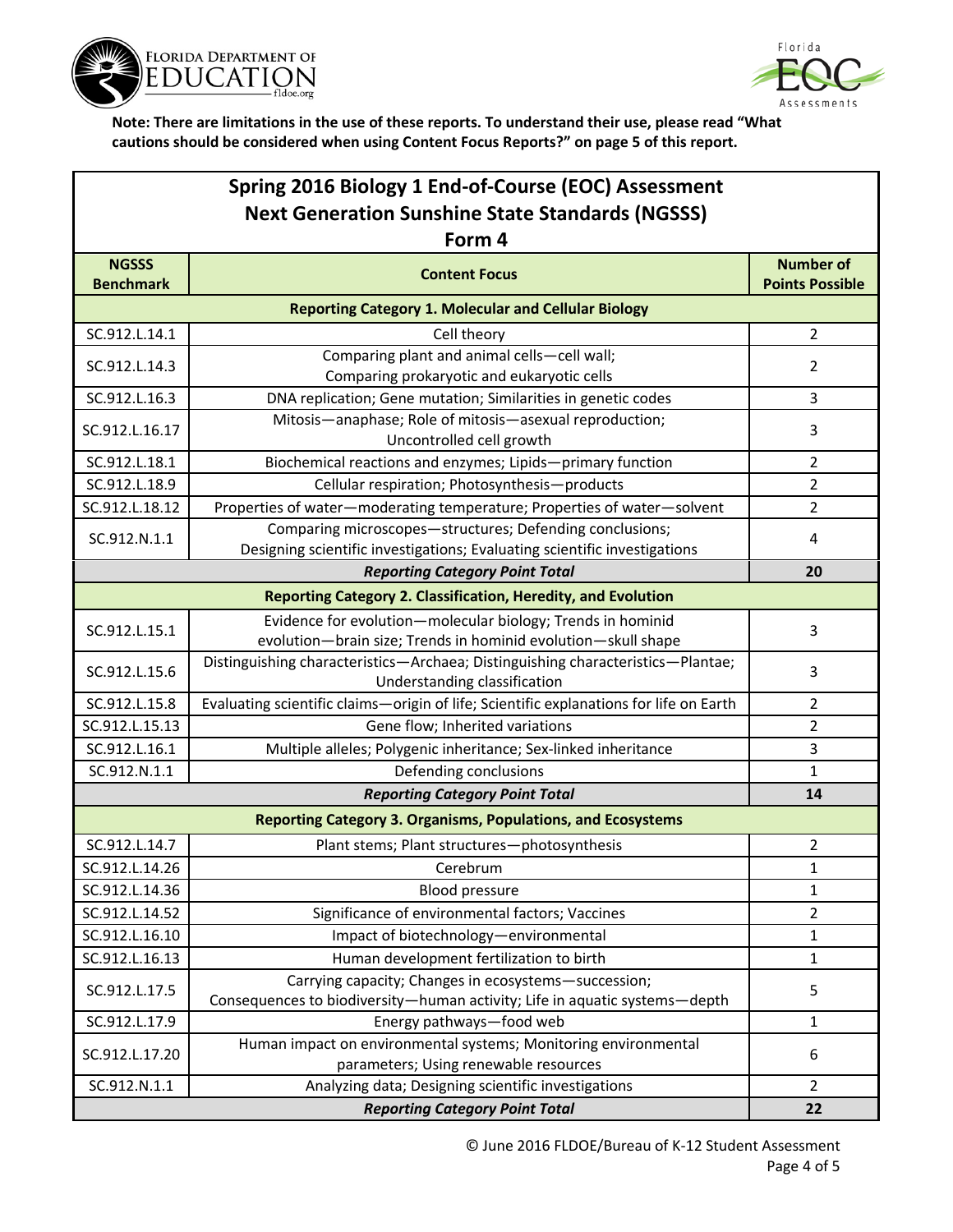**Note: There are limitations in the use of these reports. To understand their use, please read "What cautions should be considered when using Content Focus Reports?" on page 5 of this report.**

## Spring 2016 Biology 1 End-of-Course (EOC) Assessment Next Generation Sunshine State Standards (NGSSS) Form 4

| NGSSS Benchmark | Content Focus | Number of Points Possible |
|---|---|---|
| **Reporting Category 1. Molecular and Cellular Biology** | | |
| SC.912.L.14.1 | Cell theory | 2 |
| SC.912.L.14.3 | Comparing plant and animal cells—cell wall; Comparing prokaryotic and eukaryotic cells | 2 |
| SC.912.L.16.3 | DNA replication; Gene mutation; Similarities in genetic codes | 3 |
| SC.912.L.16.17 | Mitosis—anaphase; Role of mitosis—asexual reproduction; Uncontrolled cell growth | 3 |
| SC.912.L.18.1 | Biochemical reactions and enzymes; Lipids—primary function | 2 |
| SC.912.L.18.9 | Cellular respiration; Photosynthesis—products | 2 |
| SC.912.L.18.12 | Properties of water—moderating temperature; Properties of water—solvent | 2 |
| SC.912.N.1.1 | Comparing microscopes—structures; Defending conclusions; Designing scientific investigations; Evaluating scientific investigations | 4 |
| | ***Reporting Category Point Total*** | **20** |
| **Reporting Category 2. Classification, Heredity, and Evolution** | | |
| SC.912.L.15.1 | Evidence for evolution—molecular biology; Trends in hominid evolution—brain size; Trends in hominid evolution—skull shape | 3 |
| SC.912.L.15.6 | Distinguishing characteristics—Archaea; Distinguishing characteristics—Plantae; Understanding classification | 3 |
| SC.912.L.15.8 | Evaluating scientific claims—origin of life; Scientific explanations for life on Earth | 2 |
| SC.912.L.15.13 | Gene flow; Inherited variations | 2 |
| SC.912.L.16.1 | Multiple alleles; Polygenic inheritance; Sex-linked inheritance | 3 |
| SC.912.N.1.1 | Defending conclusions | 1 |
| | ***Reporting Category Point Total*** | **14** |
| **Reporting Category 3. Organisms, Populations, and Ecosystems** | | |
| SC.912.L.14.7 | Plant stems; Plant structures—photosynthesis | 2 |
| SC.912.L.14.26 | Cerebrum | 1 |
| SC.912.L.14.36 | Blood pressure | 1 |
| SC.912.L.14.52 | Significance of environmental factors; Vaccines | 2 |
| SC.912.L.16.10 | Impact of biotechnology—environmental | 1 |
| SC.912.L.16.13 | Human development fertilization to birth | 1 |
| SC.912.L.17.5 | Carrying capacity; Changes in ecosystems—succession; Consequences to biodiversity—human activity; Life in aquatic systems—depth | 5 |
| SC.912.L.17.9 | Energy pathways—food web | 1 |
| SC.912.L.17.20 | Human impact on environmental systems; Monitoring environmental parameters; Using renewable resources | 6 |
| SC.912.N.1.1 | Analyzing data; Designing scientific investigations | 2 |
| | ***Reporting Category Point Total*** | **22** |

© June 2016 FLDOE/Bureau of K-12 Student Assessment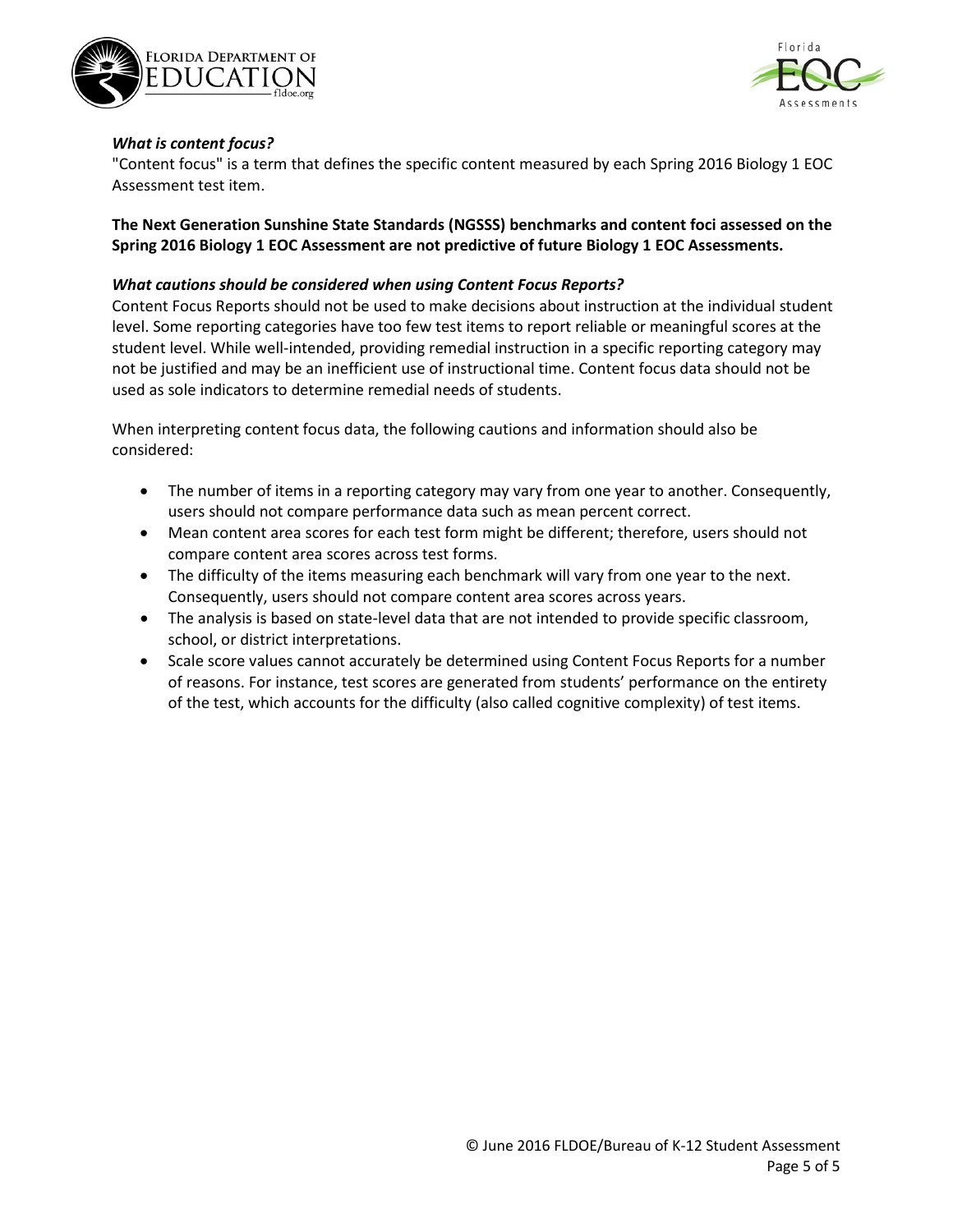***What is content focus?***

"Content focus" is a term that defines the specific content measured by each Spring 2016 Biology 1 EOC Assessment test item.

**The Next Generation Sunshine State Standards (NGSSS) benchmarks and content foci assessed on the Spring 2016 Biology 1 EOC Assessment are not predictive of future Biology 1 EOC Assessments.**

***What cautions should be considered when using Content Focus Reports?***

Content Focus Reports should not be used to make decisions about instruction at the individual student level. Some reporting categories have too few test items to report reliable or meaningful scores at the student level. While well-intended, providing remedial instruction in a specific reporting category may not be justified and may be an inefficient use of instructional time. Content focus data should not be used as sole indicators to determine remedial needs of students.

When interpreting content focus data, the following cautions and information should also be considered:

- The number of items in a reporting category may vary from one year to another. Consequently, users should not compare performance data such as mean percent correct.
- Mean content area scores for each test form might be different; therefore, users should not compare content area scores across test forms.
- The difficulty of the items measuring each benchmark will vary from one year to the next. Consequently, users should not compare content area scores across years.
- The analysis is based on state-level data that are not intended to provide specific classroom, school, or district interpretations.
- Scale score values cannot accurately be determined using Content Focus Reports for a number of reasons. For instance, test scores are generated from students' performance on the entirety of the test, which accounts for the difficulty (also called cognitive complexity) of test items.